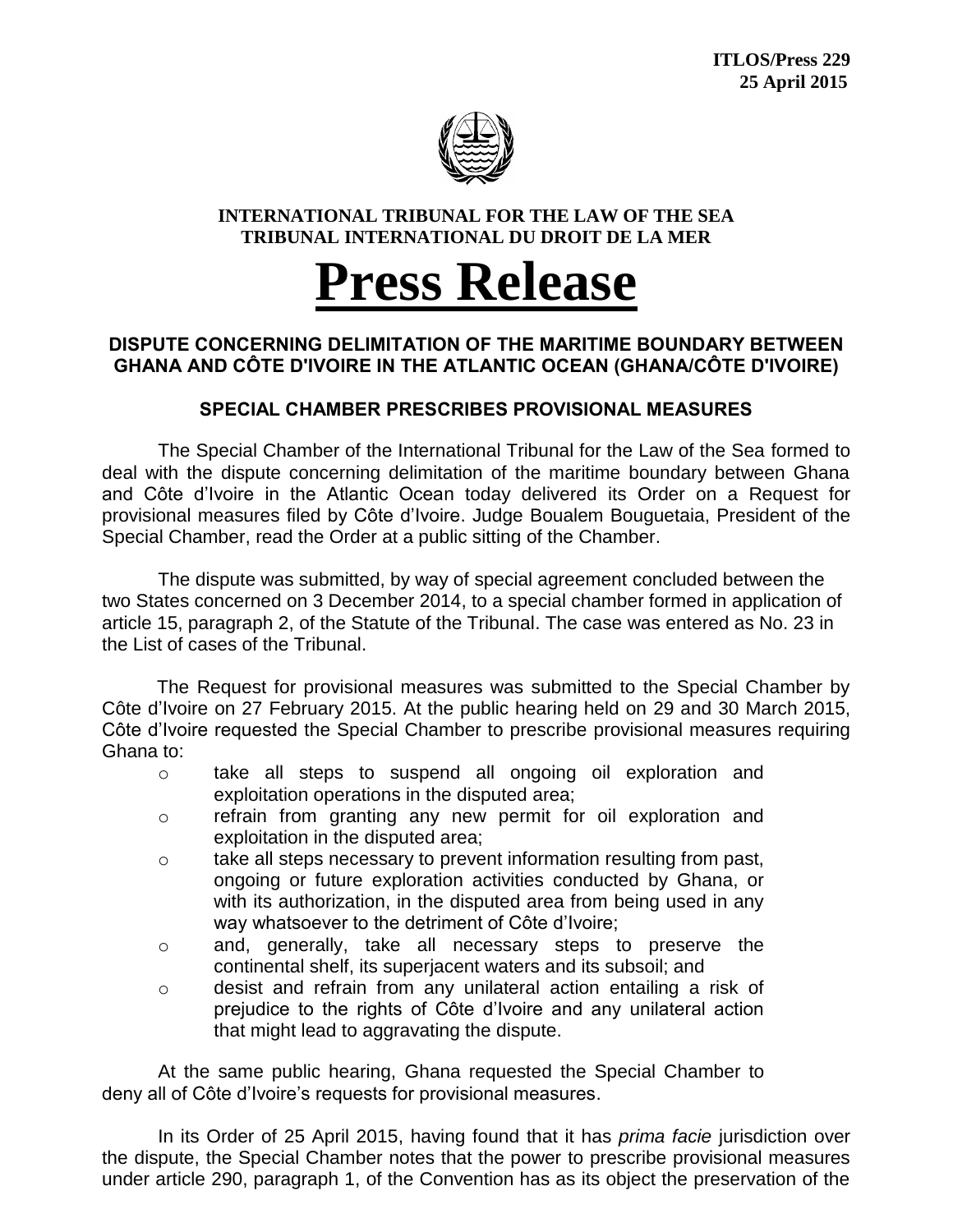**ITLOS/Press 229**
**25 April 2015**

**INTERNATIONAL TRIBUNAL FOR THE LAW OF THE SEA**
**TRIBUNAL INTERNATIONAL DU DROIT DE LA MER**

# Press Release

## DISPUTE CONCERNING DELIMITATION OF THE MARITIME BOUNDARY BETWEEN GHANA AND CÔTE D'IVOIRE IN THE ATLANTIC OCEAN (GHANA/CÔTE D'IVOIRE)

### SPECIAL CHAMBER PRESCRIBES PROVISIONAL MEASURES

The Special Chamber of the International Tribunal for the Law of the Sea formed to deal with the dispute concerning delimitation of the maritime boundary between Ghana and Côte d'Ivoire in the Atlantic Ocean today delivered its Order on a Request for provisional measures filed by Côte d'Ivoire. Judge Boualem Bouguetaia, President of the Special Chamber, read the Order at a public sitting of the Chamber.

The dispute was submitted, by way of special agreement concluded between the two States concerned on 3 December 2014, to a special chamber formed in application of article 15, paragraph 2, of the Statute of the Tribunal. The case was entered as No. 23 in the List of cases of the Tribunal.

The Request for provisional measures was submitted to the Special Chamber by Côte d'Ivoire on 27 February 2015. At the public hearing held on 29 and 30 March 2015, Côte d'Ivoire requested the Special Chamber to prescribe provisional measures requiring Ghana to:

- take all steps to suspend all ongoing oil exploration and exploitation operations in the disputed area;
- refrain from granting any new permit for oil exploration and exploitation in the disputed area;
- take all steps necessary to prevent information resulting from past, ongoing or future exploration activities conducted by Ghana, or with its authorization, in the disputed area from being used in any way whatsoever to the detriment of Côte d'Ivoire;
- and, generally, take all necessary steps to preserve the continental shelf, its superjacent waters and its subsoil; and
- desist and refrain from any unilateral action entailing a risk of prejudice to the rights of Côte d'Ivoire and any unilateral action that might lead to aggravating the dispute.

At the same public hearing, Ghana requested the Special Chamber to deny all of Côte d'Ivoire's requests for provisional measures.

In its Order of 25 April 2015, having found that it has *prima facie* jurisdiction over the dispute, the Special Chamber notes that the power to prescribe provisional measures under article 290, paragraph 1, of the Convention has as its object the preservation of the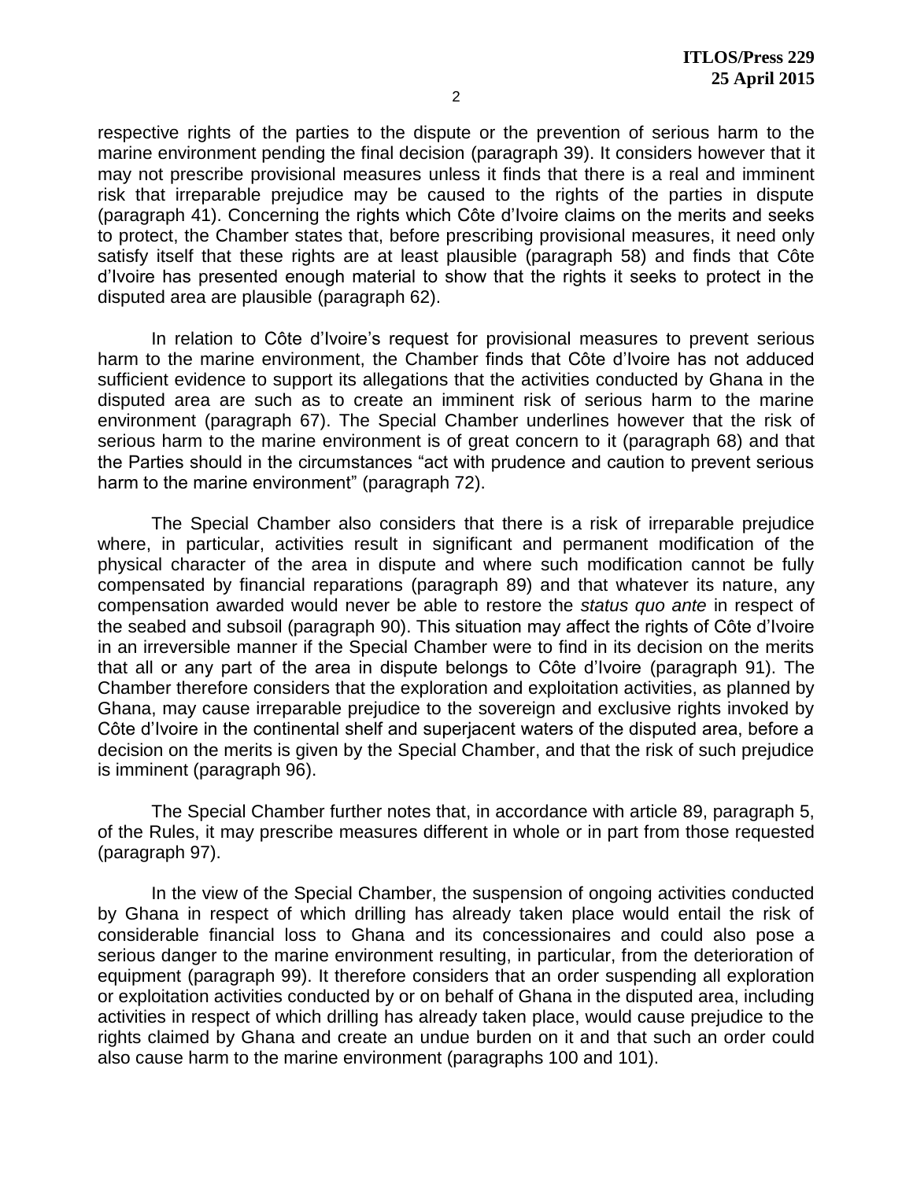respective rights of the parties to the dispute or the prevention of serious harm to the marine environment pending the final decision (paragraph 39). It considers however that it may not prescribe provisional measures unless it finds that there is a real and imminent risk that irreparable prejudice may be caused to the rights of the parties in dispute (paragraph 41). Concerning the rights which Côte d'Ivoire claims on the merits and seeks to protect, the Chamber states that, before prescribing provisional measures, it need only satisfy itself that these rights are at least plausible (paragraph 58) and finds that Côte d'Ivoire has presented enough material to show that the rights it seeks to protect in the disputed area are plausible (paragraph 62).

In relation to Côte d'Ivoire's request for provisional measures to prevent serious harm to the marine environment, the Chamber finds that Côte d'Ivoire has not adduced sufficient evidence to support its allegations that the activities conducted by Ghana in the disputed area are such as to create an imminent risk of serious harm to the marine environment (paragraph 67). The Special Chamber underlines however that the risk of serious harm to the marine environment is of great concern to it (paragraph 68) and that the Parties should in the circumstances "act with prudence and caution to prevent serious harm to the marine environment" (paragraph 72).

The Special Chamber also considers that there is a risk of irreparable prejudice where, in particular, activities result in significant and permanent modification of the physical character of the area in dispute and where such modification cannot be fully compensated by financial reparations (paragraph 89) and that whatever its nature, any compensation awarded would never be able to restore the *status quo ante* in respect of the seabed and subsoil (paragraph 90). This situation may affect the rights of Côte d'Ivoire in an irreversible manner if the Special Chamber were to find in its decision on the merits that all or any part of the area in dispute belongs to Côte d'Ivoire (paragraph 91). The Chamber therefore considers that the exploration and exploitation activities, as planned by Ghana, may cause irreparable prejudice to the sovereign and exclusive rights invoked by Côte d'Ivoire in the continental shelf and superjacent waters of the disputed area, before a decision on the merits is given by the Special Chamber, and that the risk of such prejudice is imminent (paragraph 96).

The Special Chamber further notes that, in accordance with article 89, paragraph 5, of the Rules, it may prescribe measures different in whole or in part from those requested (paragraph 97).

In the view of the Special Chamber, the suspension of ongoing activities conducted by Ghana in respect of which drilling has already taken place would entail the risk of considerable financial loss to Ghana and its concessionaires and could also pose a serious danger to the marine environment resulting, in particular, from the deterioration of equipment (paragraph 99). It therefore considers that an order suspending all exploration or exploitation activities conducted by or on behalf of Ghana in the disputed area, including activities in respect of which drilling has already taken place, would cause prejudice to the rights claimed by Ghana and create an undue burden on it and that such an order could also cause harm to the marine environment (paragraphs 100 and 101).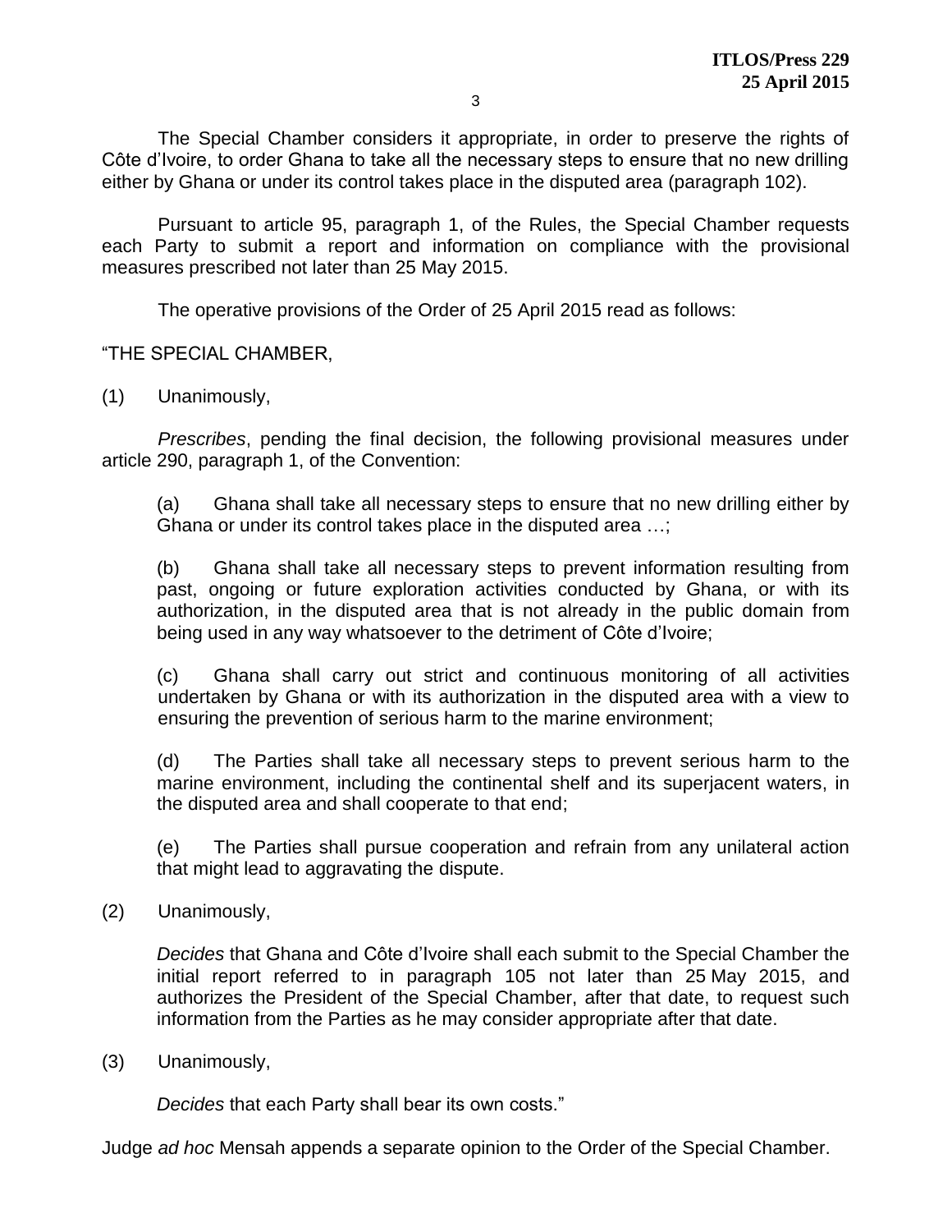The Special Chamber considers it appropriate, in order to preserve the rights of Côte d'Ivoire, to order Ghana to take all the necessary steps to ensure that no new drilling either by Ghana or under its control takes place in the disputed area (paragraph 102).

Pursuant to article 95, paragraph 1, of the Rules, the Special Chamber requests each Party to submit a report and information on compliance with the provisional measures prescribed not later than 25 May 2015.

The operative provisions of the Order of 25 April 2015 read as follows:

"THE SPECIAL CHAMBER,

(1) Unanimously,

*Prescribes*, pending the final decision, the following provisional measures under article 290, paragraph 1, of the Convention:

(a) Ghana shall take all necessary steps to ensure that no new drilling either by Ghana or under its control takes place in the disputed area …;

(b) Ghana shall take all necessary steps to prevent information resulting from past, ongoing or future exploration activities conducted by Ghana, or with its authorization, in the disputed area that is not already in the public domain from being used in any way whatsoever to the detriment of Côte d'Ivoire;

(c) Ghana shall carry out strict and continuous monitoring of all activities undertaken by Ghana or with its authorization in the disputed area with a view to ensuring the prevention of serious harm to the marine environment;

(d) The Parties shall take all necessary steps to prevent serious harm to the marine environment, including the continental shelf and its superjacent waters, in the disputed area and shall cooperate to that end;

(e) The Parties shall pursue cooperation and refrain from any unilateral action that might lead to aggravating the dispute.

(2) Unanimously,

*Decides* that Ghana and Côte d'Ivoire shall each submit to the Special Chamber the initial report referred to in paragraph 105 not later than 25 May 2015, and authorizes the President of the Special Chamber, after that date, to request such information from the Parties as he may consider appropriate after that date.

(3) Unanimously,

*Decides* that each Party shall bear its own costs."

Judge *ad hoc* Mensah appends a separate opinion to the Order of the Special Chamber.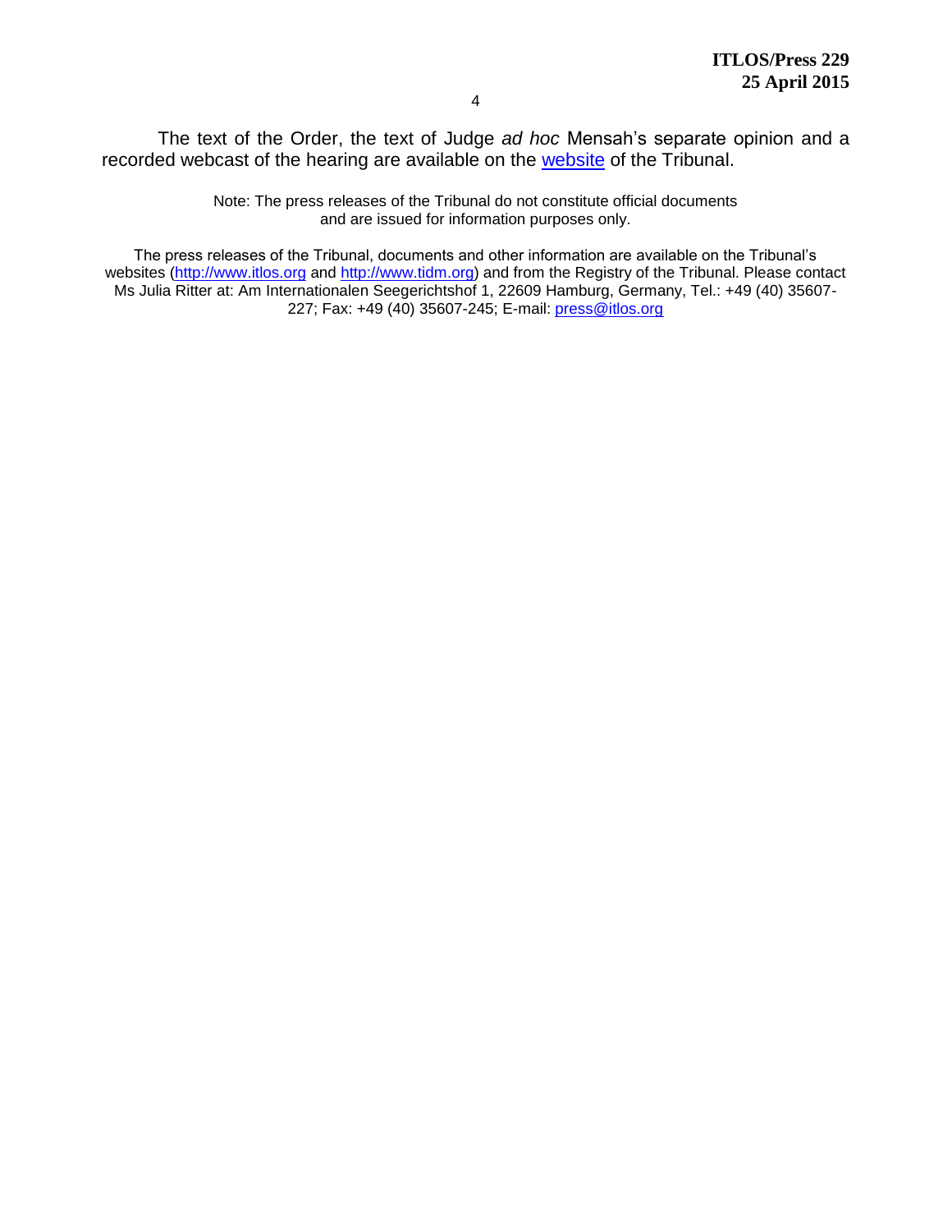The text of the Order, the text of Judge *ad hoc* Mensah's separate opinion and a recorded webcast of the hearing are available on the [website](http://www.itlos.org) of the Tribunal.

Note: The press releases of the Tribunal do not constitute official documents and are issued for information purposes only.

The press releases of the Tribunal, documents and other information are available on the Tribunal's websites (http://www.itlos.org and http://www.tidm.org) and from the Registry of the Tribunal. Please contact Ms Julia Ritter at: Am Internationalen Seegerichtshof 1, 22609 Hamburg, Germany, Tel.: +49 (40) 35607-227; Fax: +49 (40) 35607-245; E-mail: press@itlos.org